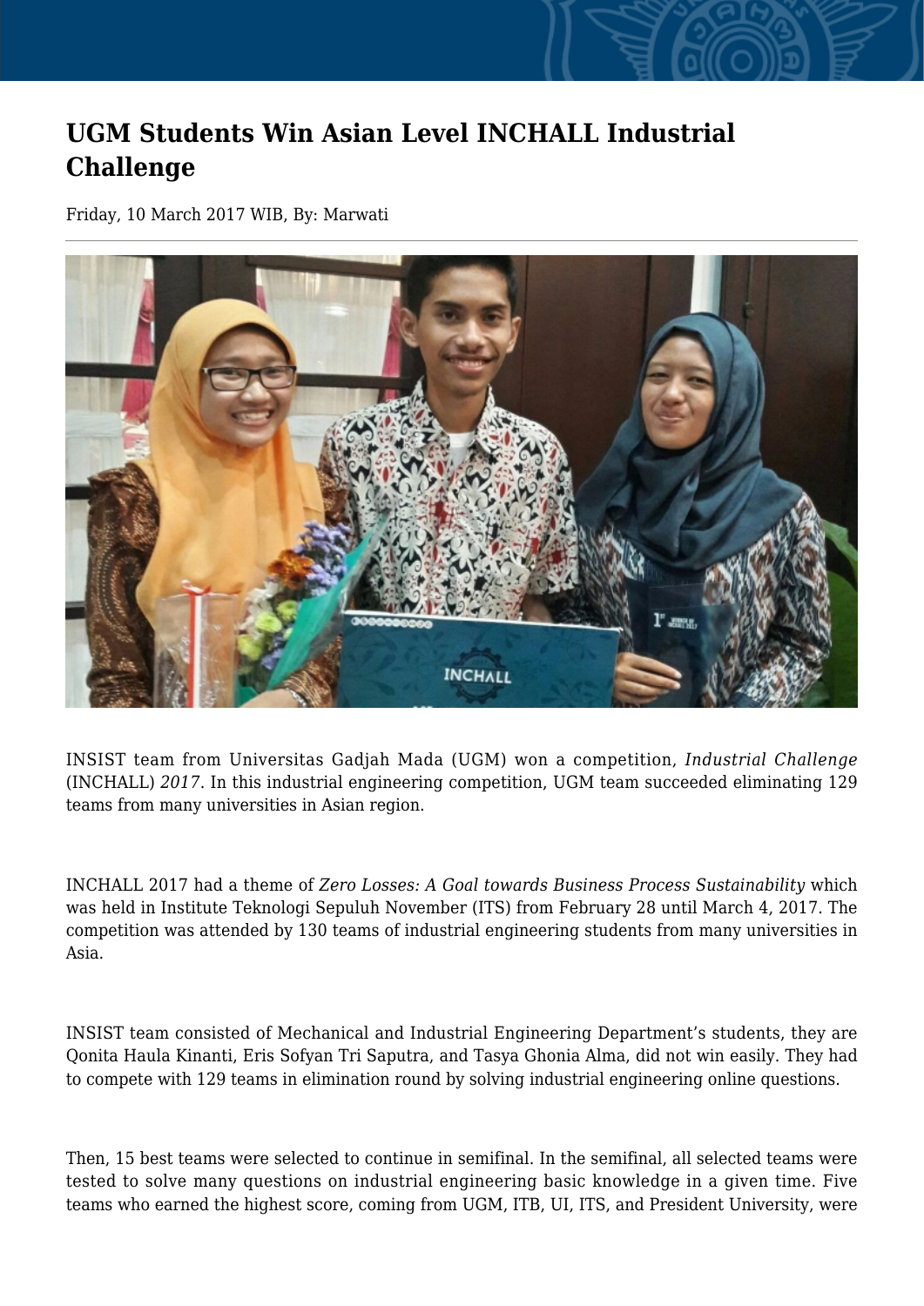# UGM Students Win Asian Level INCHALL Industrial Challenge

Friday, 10 March 2017 WIB, By: Marwati

INSIST team from Universitas Gadjah Mada (UGM) won a competition, *Industrial Challenge* (INCHALL) *2017*. In this industrial engineering competition, UGM team succeeded eliminating 129 teams from many universities in Asian region.

INCHALL 2017 had a theme of *Zero Losses: A Goal towards Business Process Sustainability* which was held in Institute Teknologi Sepuluh November (ITS) from February 28 until March 4, 2017. The competition was attended by 130 teams of industrial engineering students from many universities in Asia.

INSIST team consisted of Mechanical and Industrial Engineering Department's students, they are Qonita Haula Kinanti, Eris Sofyan Tri Saputra, and Tasya Ghonia Alma, did not win easily. They had to compete with 129 teams in elimination round by solving industrial engineering online questions.

Then, 15 best teams were selected to continue in semifinal. In the semifinal, all selected teams were tested to solve many questions on industrial engineering basic knowledge in a given time. Five teams who earned the highest score, coming from UGM, ITB, UI, ITS, and President University, were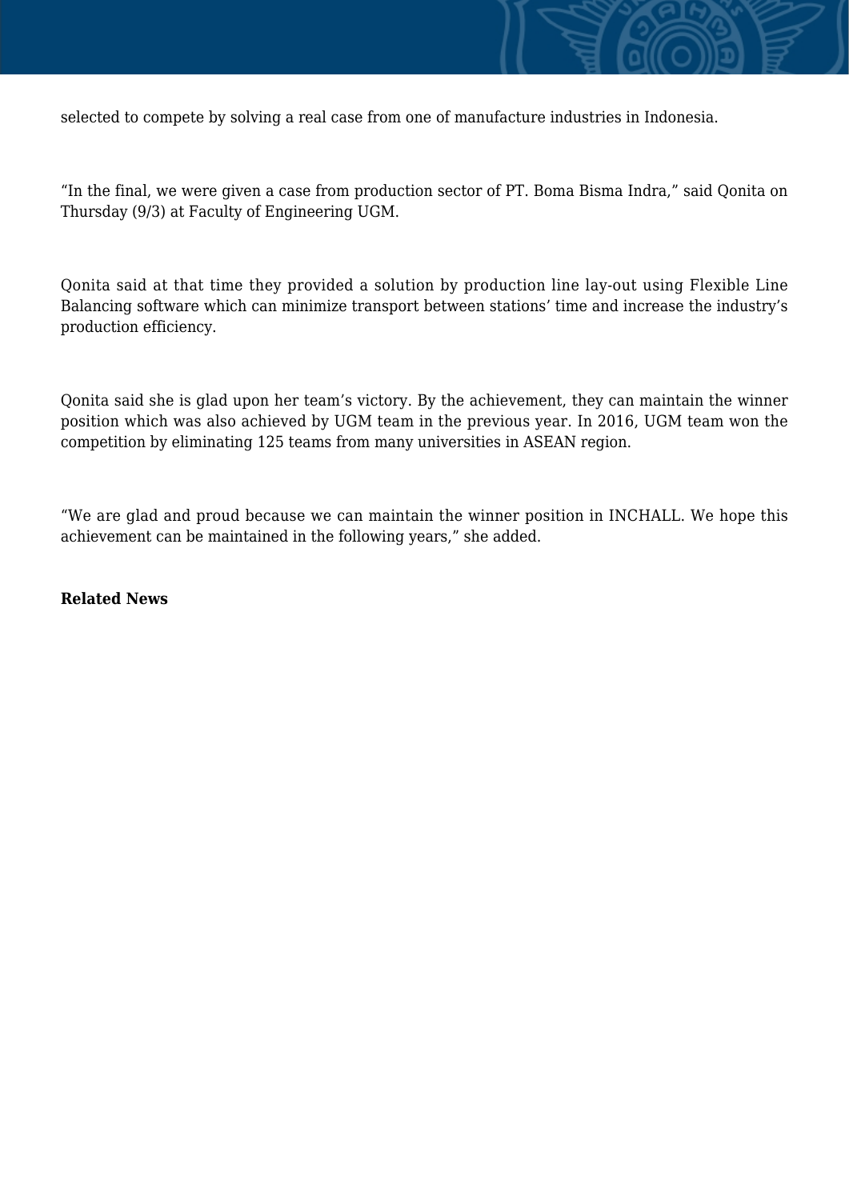selected to compete by solving a real case from one of manufacture industries in Indonesia.

"In the final, we were given a case from production sector of PT. Boma Bisma Indra," said Qonita on Thursday (9/3) at Faculty of Engineering UGM.

Qonita said at that time they provided a solution by production line lay-out using Flexible Line Balancing software which can minimize transport between stations' time and increase the industry's production efficiency.

Qonita said she is glad upon her team's victory. By the achievement, they can maintain the winner position which was also achieved by UGM team in the previous year. In 2016, UGM team won the competition by eliminating 125 teams from many universities in ASEAN region.

"We are glad and proud because we can maintain the winner position in INCHALL. We hope this achievement can be maintained in the following years," she added.

**Related News**